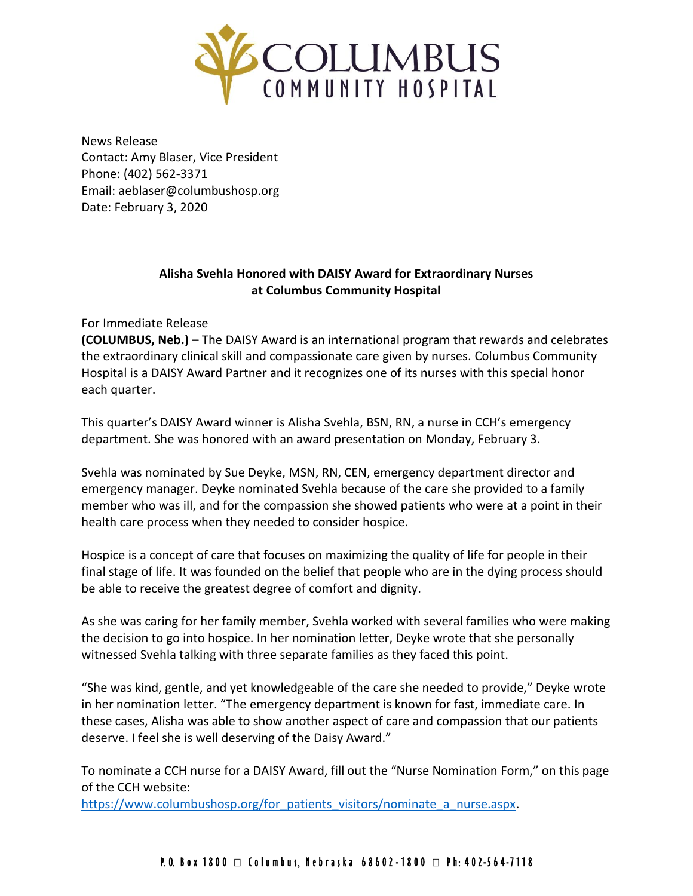# COLUMBUS COMMUNITY HOSPITAL

News Release
Contact: Amy Blaser, Vice President
Phone: (402) 562-3371
Email: aeblaser@columbushosp.org
Date: February 3, 2020

**Alisha Svehla Honored with DAISY Award for Extraordinary Nurses at Columbus Community Hospital**

For Immediate Release

**(COLUMBUS, Neb.) –** The DAISY Award is an international program that rewards and celebrates the extraordinary clinical skill and compassionate care given by nurses. Columbus Community Hospital is a DAISY Award Partner and it recognizes one of its nurses with this special honor each quarter.

This quarter's DAISY Award winner is Alisha Svehla, BSN, RN, a nurse in CCH's emergency department. She was honored with an award presentation on Monday, February 3.

Svehla was nominated by Sue Deyke, MSN, RN, CEN, emergency department director and emergency manager. Deyke nominated Svehla because of the care she provided to a family member who was ill, and for the compassion she showed patients who were at a point in their health care process when they needed to consider hospice.

Hospice is a concept of care that focuses on maximizing the quality of life for people in their final stage of life. It was founded on the belief that people who are in the dying process should be able to receive the greatest degree of comfort and dignity.

As she was caring for her family member, Svehla worked with several families who were making the decision to go into hospice. In her nomination letter, Deyke wrote that she personally witnessed Svehla talking with three separate families as they faced this point.

"She was kind, gentle, and yet knowledgeable of the care she needed to provide," Deyke wrote in her nomination letter. "The emergency department is known for fast, immediate care. In these cases, Alisha was able to show another aspect of care and compassion that our patients deserve. I feel she is well deserving of the Daisy Award."

To nominate a CCH nurse for a DAISY Award, fill out the "Nurse Nomination Form," on this page of the CCH website:
https://www.columbushosp.org/for_patients_visitors/nominate_a_nurse.aspx.

P.O. Box 1800 □ Columbus, Nebraska 68602-1800 □ Ph: 402-564-7118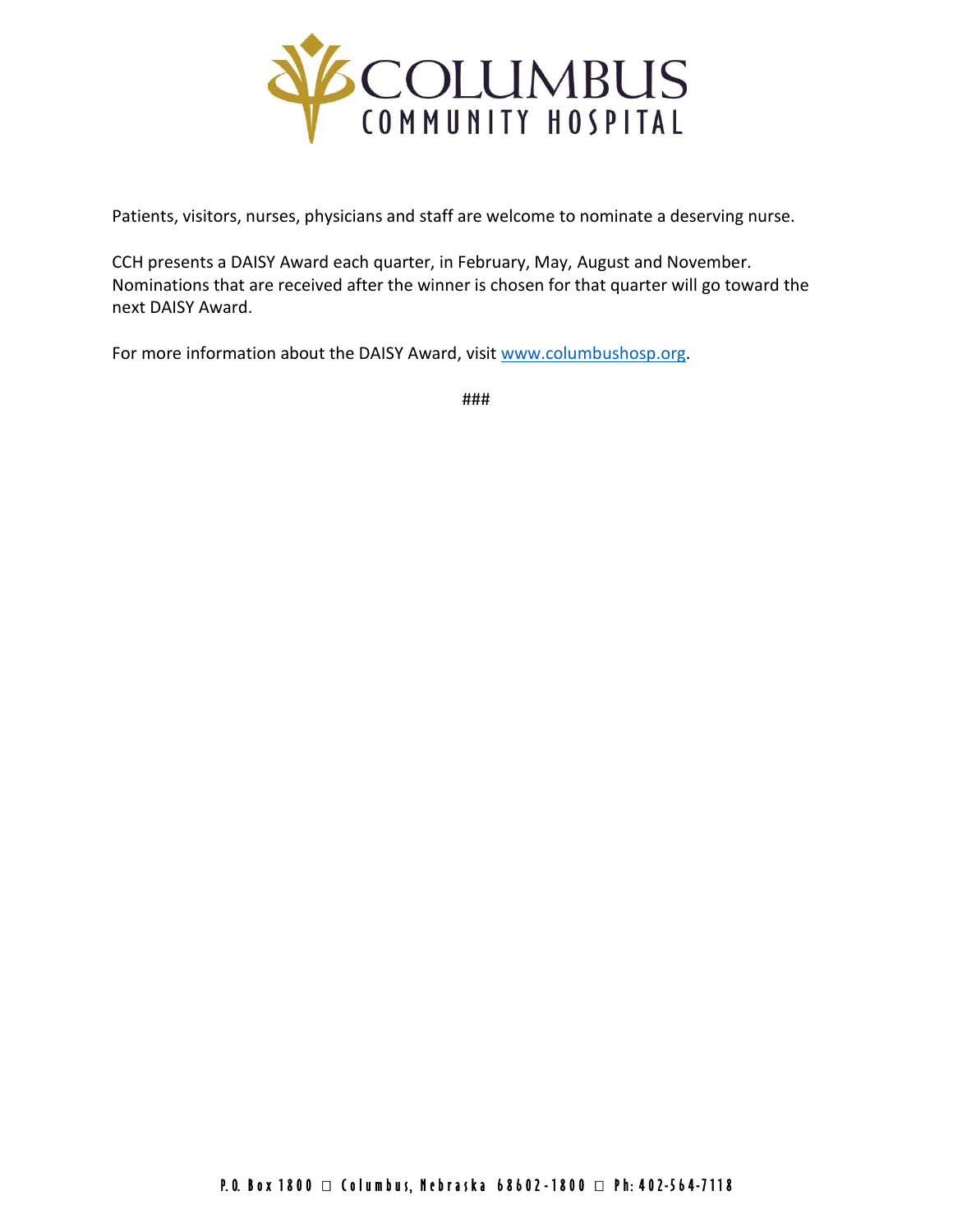Patients, visitors, nurses, physicians and staff are welcome to nominate a deserving nurse.

CCH presents a DAISY Award each quarter, in February, May, August and November. Nominations that are received after the winner is chosen for that quarter will go toward the next DAISY Award.

For more information about the DAISY Award, visit www.columbushosp.org.

###